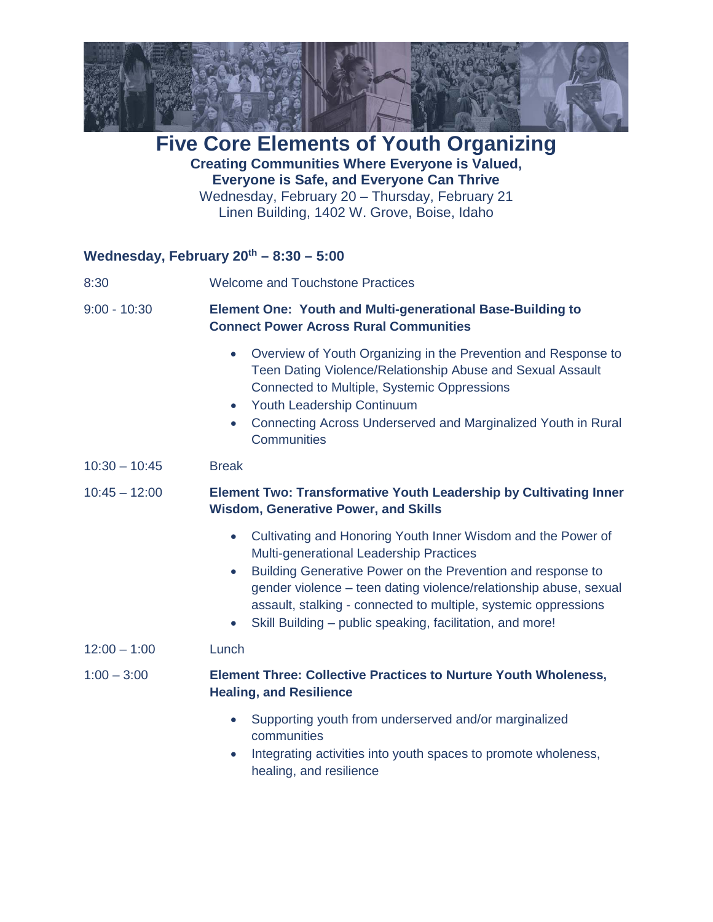# Five Core Elements of Youth Organizing

**Creating Communities Where Everyone is Valued, Everyone is Safe, and Everyone Can Thrive**

Wednesday, February 20 – Thursday, February 21

Linen Building, 1402 W. Grove, Boise, Idaho

## Wednesday, February 20th – 8:30 – 5:00

8:30 Welcome and Touchstone Practices

9:00 - 10:30 **Element One: Youth and Multi-generational Base-Building to Connect Power Across Rural Communities**

- Overview of Youth Organizing in the Prevention and Response to Teen Dating Violence/Relationship Abuse and Sexual Assault Connected to Multiple, Systemic Oppressions
- Youth Leadership Continuum
- Connecting Across Underserved and Marginalized Youth in Rural Communities

10:30 – 10:45 Break

10:45 – 12:00 **Element Two: Transformative Youth Leadership by Cultivating Inner Wisdom, Generative Power, and Skills**

- Cultivating and Honoring Youth Inner Wisdom and the Power of Multi-generational Leadership Practices
- Building Generative Power on the Prevention and response to gender violence – teen dating violence/relationship abuse, sexual assault, stalking - connected to multiple, systemic oppressions
- Skill Building – public speaking, facilitation, and more!

12:00 – 1:00 Lunch

1:00 – 3:00 **Element Three: Collective Practices to Nurture Youth Wholeness, Healing, and Resilience**

- Supporting youth from underserved and/or marginalized communities
- Integrating activities into youth spaces to promote wholeness, healing, and resilience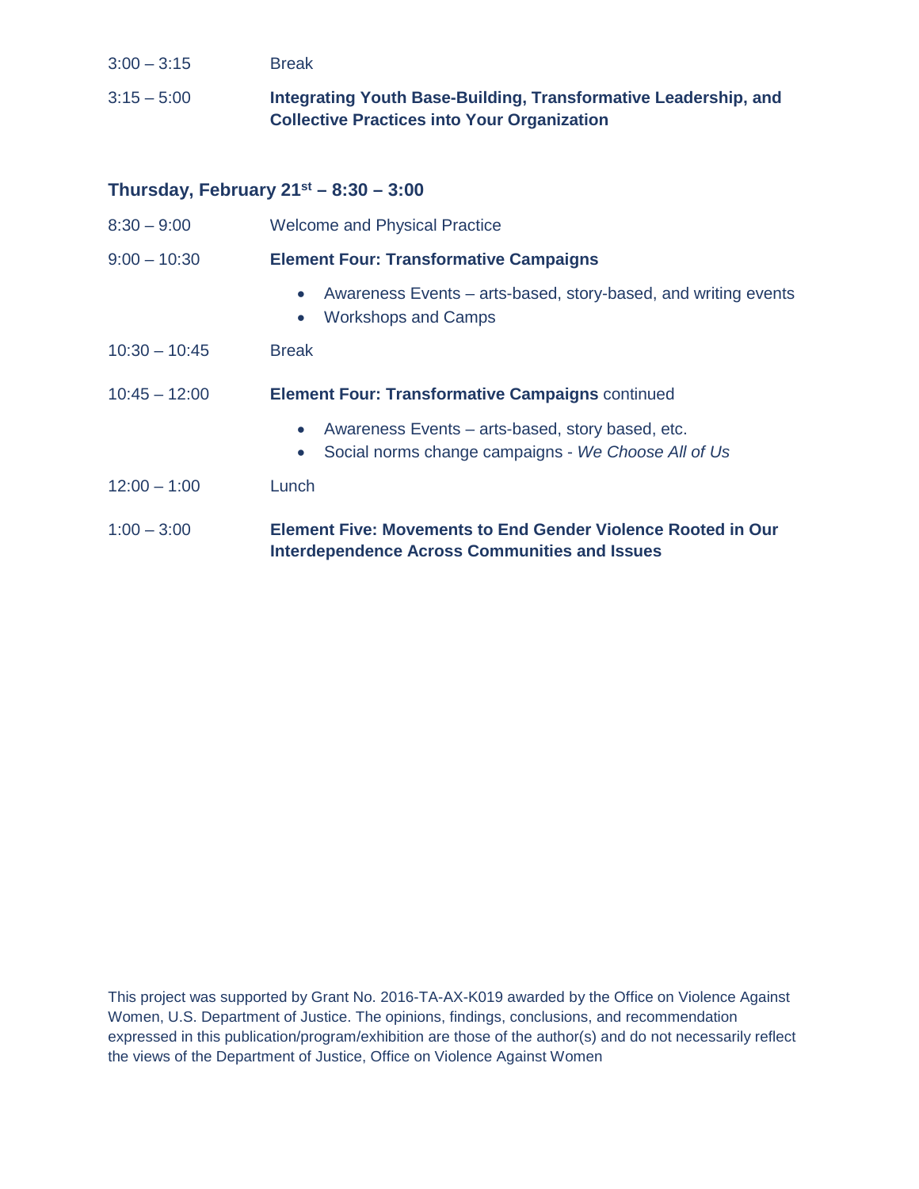3:00 – 3:15 Break

3:15 – 5:00 **Integrating Youth Base-Building, Transformative Leadership, and Collective Practices into Your Organization**

### Thursday, February 21st – 8:30 – 3:00

8:30 – 9:00 Welcome and Physical Practice

9:00 – 10:30 **Element Four: Transformative Campaigns**

- Awareness Events – arts-based, story-based, and writing events
- Workshops and Camps

10:30 – 10:45 Break

10:45 – 12:00 **Element Four: Transformative Campaigns** continued

- Awareness Events – arts-based, story based, etc.
- Social norms change campaigns - *We Choose All of Us*

12:00 – 1:00 Lunch

1:00 – 3:00 **Element Five: Movements to End Gender Violence Rooted in Our Interdependence Across Communities and Issues**

This project was supported by Grant No. 2016-TA-AX-K019 awarded by the Office on Violence Against Women, U.S. Department of Justice. The opinions, findings, conclusions, and recommendation expressed in this publication/program/exhibition are those of the author(s) and do not necessarily reflect the views of the Department of Justice, Office on Violence Against Women